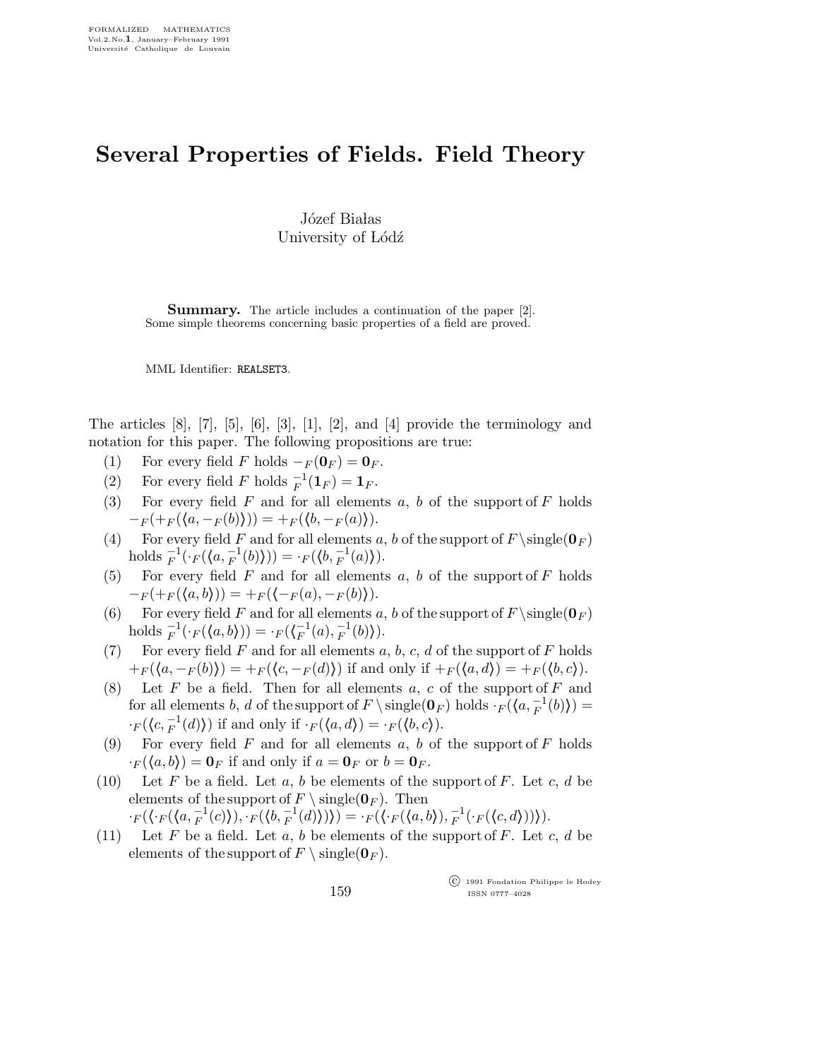# Several Properties of Fields. Field Theory

Józef Białas
University of Łódź

**Summary.** The article includes a continuation of the paper [2]. Some simple theorems concerning basic properties of a field are proved.

MML Identifier: REALSET3.

The articles [8], [7], [5], [6], [3], [1], [2], and [4] provide the terminology and notation for this paper. The following propositions are true:

(1) For every field $F$ holds $-_F(\mathbf{0}_F) = \mathbf{0}_F$.

(2) For every field $F$ holds $\overset{-1}{_F}(\mathbf{1}_F) = \mathbf{1}_F$.

(3) For every field $F$ and for all elements $a$, $b$ of the support of $F$ holds $-_F(+_F(\langle a, -_F(b)\rangle)) = +_F(\langle b, -_F(a)\rangle)$.

(4) For every field $F$ and for all elements $a$, $b$ of the support of $F \setminus \text{single}(\mathbf{0}_F)$ holds $\overset{-1}{_F}(\cdot_F(\langle a, \overset{-1}{_F}(b)\rangle)) = \cdot_F(\langle b, \overset{-1}{_F}(a)\rangle)$.

(5) For every field $F$ and for all elements $a$, $b$ of the support of $F$ holds $-_F(+_F(\langle a, b\rangle)) = +_F(\langle -_F(a), -_F(b)\rangle)$.

(6) For every field $F$ and for all elements $a$, $b$ of the support of $F \setminus \text{single}(\mathbf{0}_F)$ holds $\overset{-1}{_F}(\cdot_F(\langle a, b\rangle)) = \cdot_F(\langle \overset{-1}{_F}(a), \overset{-1}{_F}(b)\rangle)$.

(7) For every field $F$ and for all elements $a$, $b$, $c$, $d$ of the support of $F$ holds $+_F(\langle a, -_F(b)\rangle) = +_F(\langle c, -_F(d)\rangle)$ if and only if $+_F(\langle a, d\rangle) = +_F(\langle b, c\rangle)$.

(8) Let $F$ be a field. Then for all elements $a$, $c$ of the support of $F$ and for all elements $b$, $d$ of the support of $F \setminus \text{single}(\mathbf{0}_F)$ holds $\cdot_F(\langle a, \overset{-1}{_F}(b)\rangle) = \cdot_F(\langle c, \overset{-1}{_F}(d)\rangle)$ if and only if $\cdot_F(\langle a, d\rangle) = \cdot_F(\langle b, c\rangle)$.

(9) For every field $F$ and for all elements $a$, $b$ of the support of $F$ holds $\cdot_F(\langle a, b\rangle) = \mathbf{0}_F$ if and only if $a = \mathbf{0}_F$ or $b = \mathbf{0}_F$.

(10) Let $F$ be a field. Let $a$, $b$ be elements of the support of $F$. Let $c$, $d$ be elements of the support of $F \setminus \text{single}(\mathbf{0}_F)$. Then $\cdot_F(\langle \cdot_F(\langle a, \overset{-1}{_F}(c)\rangle), \cdot_F(\langle b, \overset{-1}{_F}(d)\rangle)\rangle) = \cdot_F(\langle \cdot_F(\langle a, b\rangle), \overset{-1}{_F}(\cdot_F(\langle c, d\rangle))\rangle)$.

(11) Let $F$ be a field. Let $a$, $b$ be elements of the support of $F$. Let $c$, $d$ be elements of the support of $F \setminus \text{single}(\mathbf{0}_F)$.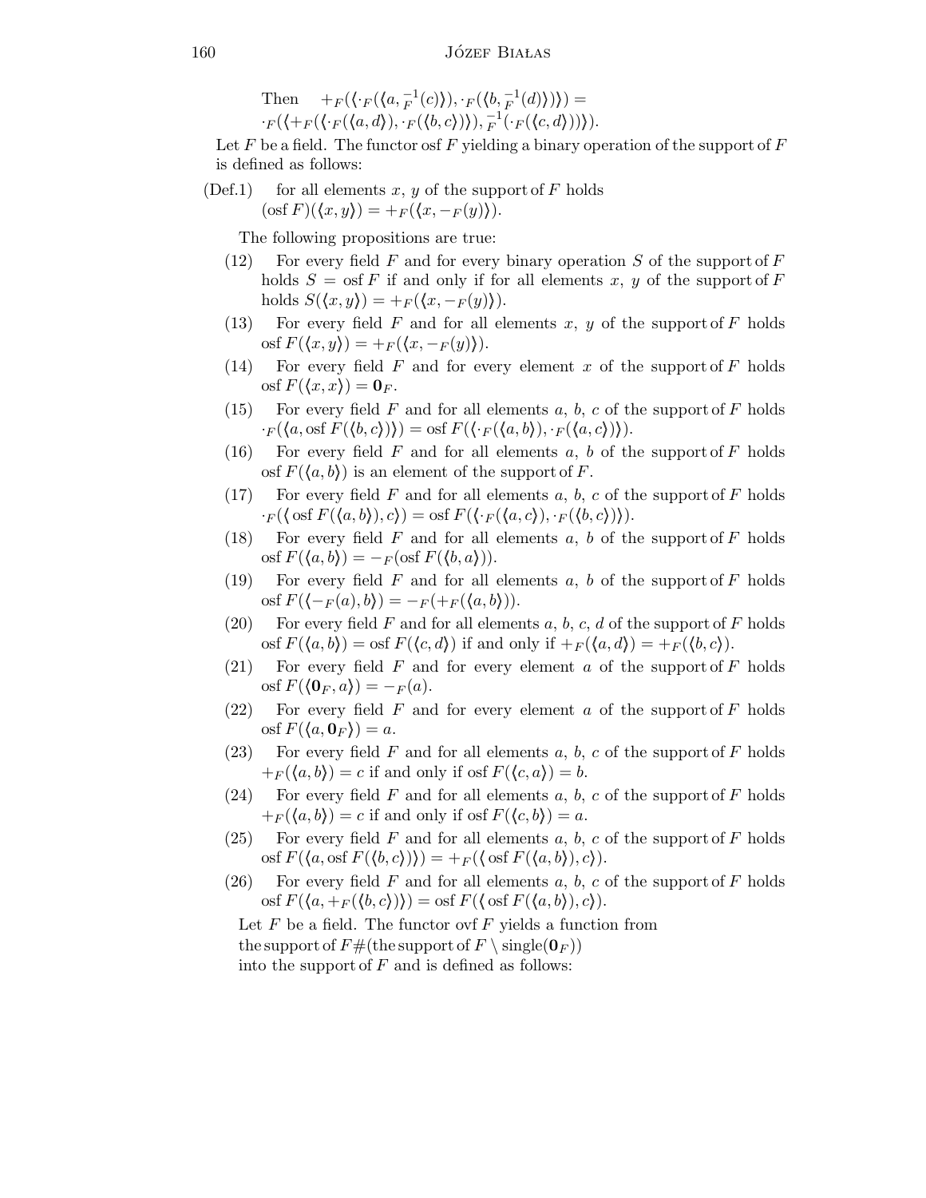Then $+_F(\langle \cdot_F(\langle a, \overset{-1}{_F}(c)\rangle), \cdot_F(\langle b, \overset{-1}{_F}(d)\rangle)\rangle) =$
$\cdot_F(\langle +_F(\langle \cdot_F(\langle a, d\rangle), \cdot_F(\langle b, c\rangle)\rangle), \overset{-1}{_F}(\cdot_F(\langle c, d\rangle))\rangle)$.

Let $F$ be a field. The functor osf $F$ yielding a binary operation of the support of $F$ is defined as follows:

(Def.1) for all elements $x$, $y$ of the support of $F$ holds $(\text{osf } F)(\langle x, y\rangle) = +_F(\langle x, -_F(y)\rangle)$.

The following propositions are true:

(12) For every field $F$ and for every binary operation $S$ of the support of $F$ holds $S = \text{osf } F$ if and only if for all elements $x$, $y$ of the support of $F$ holds $S(\langle x, y\rangle) = +_F(\langle x, -_F(y)\rangle)$.

(13) For every field $F$ and for all elements $x$, $y$ of the support of $F$ holds $\text{osf } F(\langle x, y\rangle) = +_F(\langle x, -_F(y)\rangle)$.

(14) For every field $F$ and for every element $x$ of the support of $F$ holds $\text{osf } F(\langle x, x\rangle) = \mathbf{0}_F$.

(15) For every field $F$ and for all elements $a$, $b$, $c$ of the support of $F$ holds $\cdot_F(\langle a, \text{osf } F(\langle b, c\rangle)\rangle) = \text{osf } F(\langle \cdot_F(\langle a, b\rangle), \cdot_F(\langle a, c\rangle)\rangle)$.

(16) For every field $F$ and for all elements $a$, $b$ of the support of $F$ holds $\text{osf } F(\langle a, b\rangle)$ is an element of the support of $F$.

(17) For every field $F$ and for all elements $a$, $b$, $c$ of the support of $F$ holds $\cdot_F(\langle \text{osf } F(\langle a, b\rangle), c\rangle) = \text{osf } F(\langle \cdot_F(\langle a, c\rangle), \cdot_F(\langle b, c\rangle)\rangle)$.

(18) For every field $F$ and for all elements $a$, $b$ of the support of $F$ holds $\text{osf } F(\langle a, b\rangle) = -_F(\text{osf } F(\langle b, a\rangle))$.

(19) For every field $F$ and for all elements $a$, $b$ of the support of $F$ holds $\text{osf } F(\langle -_F(a), b\rangle) = -_F(+_F(\langle a, b\rangle))$.

(20) For every field $F$ and for all elements $a$, $b$, $c$, $d$ of the support of $F$ holds $\text{osf } F(\langle a, b\rangle) = \text{osf } F(\langle c, d\rangle)$ if and only if $+_F(\langle a, d\rangle) = +_F(\langle b, c\rangle)$.

(21) For every field $F$ and for every element $a$ of the support of $F$ holds $\text{osf } F(\langle \mathbf{0}_F, a\rangle) = -_F(a)$.

(22) For every field $F$ and for every element $a$ of the support of $F$ holds $\text{osf } F(\langle a, \mathbf{0}_F\rangle) = a$.

(23) For every field $F$ and for all elements $a$, $b$, $c$ of the support of $F$ holds $+_F(\langle a, b\rangle) = c$ if and only if $\text{osf } F(\langle c, a\rangle) = b$.

(24) For every field $F$ and for all elements $a$, $b$, $c$ of the support of $F$ holds $+_F(\langle a, b\rangle) = c$ if and only if $\text{osf } F(\langle c, b\rangle) = a$.

(25) For every field $F$ and for all elements $a$, $b$, $c$ of the support of $F$ holds $\text{osf } F(\langle a, \text{osf } F(\langle b, c\rangle)\rangle) = +_F(\langle \text{osf } F(\langle a, b\rangle), c\rangle)$.

(26) For every field $F$ and for all elements $a$, $b$, $c$ of the support of $F$ holds $\text{osf } F(\langle a, +_F(\langle b, c\rangle)\rangle) = \text{osf } F(\langle \text{osf } F(\langle a, b\rangle), c\rangle)$.

Let $F$ be a field. The functor ovf $F$ yields a function from the support of $F$#(the support of $F \setminus \text{single}(\mathbf{0}_F)$) into the support of $F$ and is defined as follows: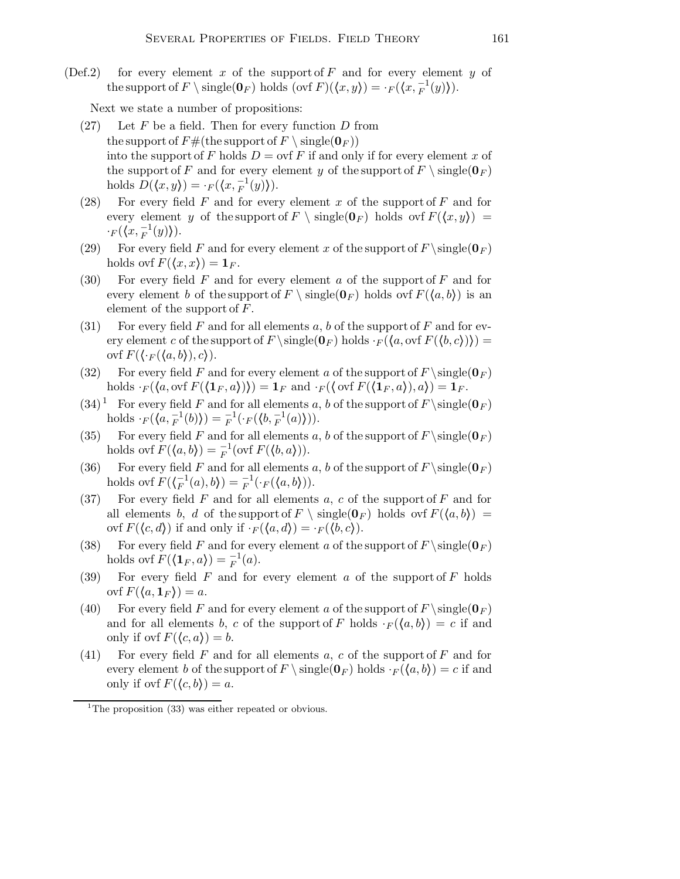(Def.2) for every element $x$ of the support of $F$ and for every element $y$ of the support of $F \setminus \mathrm{single}(\mathbf{0}_F)$ holds $(\mathrm{ovf}\, F)(\langle x, y \rangle) = \cdot_F(\langle x, \overset{-1}{_F}(y) \rangle)$.

Next we state a number of propositions:

(27) Let $F$ be a field. Then for every function $D$ from the support of $F \#$(the support of $F \setminus \mathrm{single}(\mathbf{0}_F)$) into the support of $F$ holds $D = \mathrm{ovf}\, F$ if and only if for every element $x$ of the support of $F$ and for every element $y$ of the support of $F \setminus \mathrm{single}(\mathbf{0}_F)$ holds $D(\langle x, y \rangle) = \cdot_F(\langle x, \overset{-1}{_F}(y) \rangle)$.

(28) For every field $F$ and for every element $x$ of the support of $F$ and for every element $y$ of the support of $F \setminus \mathrm{single}(\mathbf{0}_F)$ holds $\mathrm{ovf}\, F(\langle x, y \rangle) = \cdot_F(\langle x, \overset{-1}{_F}(y) \rangle)$.

(29) For every field $F$ and for every element $x$ of the support of $F \setminus \mathrm{single}(\mathbf{0}_F)$ holds $\mathrm{ovf}\, F(\langle x, x \rangle) = \mathbf{1}_F$.

(30) For every field $F$ and for every element $a$ of the support of $F$ and for every element $b$ of the support of $F \setminus \mathrm{single}(\mathbf{0}_F)$ holds $\mathrm{ovf}\, F(\langle a, b \rangle)$ is an element of the support of $F$.

(31) For every field $F$ and for all elements $a$, $b$ of the support of $F$ and for every element $c$ of the support of $F \setminus \mathrm{single}(\mathbf{0}_F)$ holds $\cdot_F(\langle a, \mathrm{ovf}\, F(\langle b, c \rangle) \rangle) = \mathrm{ovf}\, F(\langle \cdot_F(\langle a, b \rangle), c \rangle)$.

(32) For every field $F$ and for every element $a$ of the support of $F \setminus \mathrm{single}(\mathbf{0}_F)$ holds $\cdot_F(\langle a, \mathrm{ovf}\, F(\langle \mathbf{1}_F, a \rangle) \rangle) = \mathbf{1}_F$ and $\cdot_F(\langle \mathrm{ovf}\, F(\langle \mathbf{1}_F, a \rangle), a \rangle) = \mathbf{1}_F$.

(34)[1] For every field $F$ and for all elements $a$, $b$ of the support of $F \setminus \mathrm{single}(\mathbf{0}_F)$ holds $\cdot_F(\langle a, \overset{-1}{_F}(b) \rangle) = \overset{-1}{_F}(\cdot_F(\langle b, \overset{-1}{_F}(a) \rangle))$.

(35) For every field $F$ and for all elements $a$, $b$ of the support of $F \setminus \mathrm{single}(\mathbf{0}_F)$ holds $\mathrm{ovf}\, F(\langle a, b \rangle) = \overset{-1}{_F}(\mathrm{ovf}\, F(\langle b, a \rangle))$.

(36) For every field $F$ and for all elements $a$, $b$ of the support of $F \setminus \mathrm{single}(\mathbf{0}_F)$ holds $\mathrm{ovf}\, F(\langle \overset{-1}{_F}(a), b \rangle) = \overset{-1}{_F}(\cdot_F(\langle a, b \rangle))$.

(37) For every field $F$ and for all elements $a$, $c$ of the support of $F$ and for all elements $b$, $d$ of the support of $F \setminus \mathrm{single}(\mathbf{0}_F)$ holds $\mathrm{ovf}\, F(\langle a, b \rangle) = \mathrm{ovf}\, F(\langle c, d \rangle)$ if and only if $\cdot_F(\langle a, d \rangle) = \cdot_F(\langle b, c \rangle)$.

(38) For every field $F$ and for every element $a$ of the support of $F \setminus \mathrm{single}(\mathbf{0}_F)$ holds $\mathrm{ovf}\, F(\langle \mathbf{1}_F, a \rangle) = \overset{-1}{_F}(a)$.

(39) For every field $F$ and for every element $a$ of the support of $F$ holds $\mathrm{ovf}\, F(\langle a, \mathbf{1}_F \rangle) = a$.

(40) For every field $F$ and for every element $a$ of the support of $F \setminus \mathrm{single}(\mathbf{0}_F)$ and for all elements $b$, $c$ of the support of $F$ holds $\cdot_F(\langle a, b \rangle) = c$ if and only if $\mathrm{ovf}\, F(\langle c, a \rangle) = b$.

(41) For every field $F$ and for all elements $a$, $c$ of the support of $F$ and for every element $b$ of the support of $F \setminus \mathrm{single}(\mathbf{0}_F)$ holds $\cdot_F(\langle a, b \rangle) = c$ if and only if $\mathrm{ovf}\, F(\langle c, b \rangle) = a$.

[1] The proposition (33) was either repeated or obvious.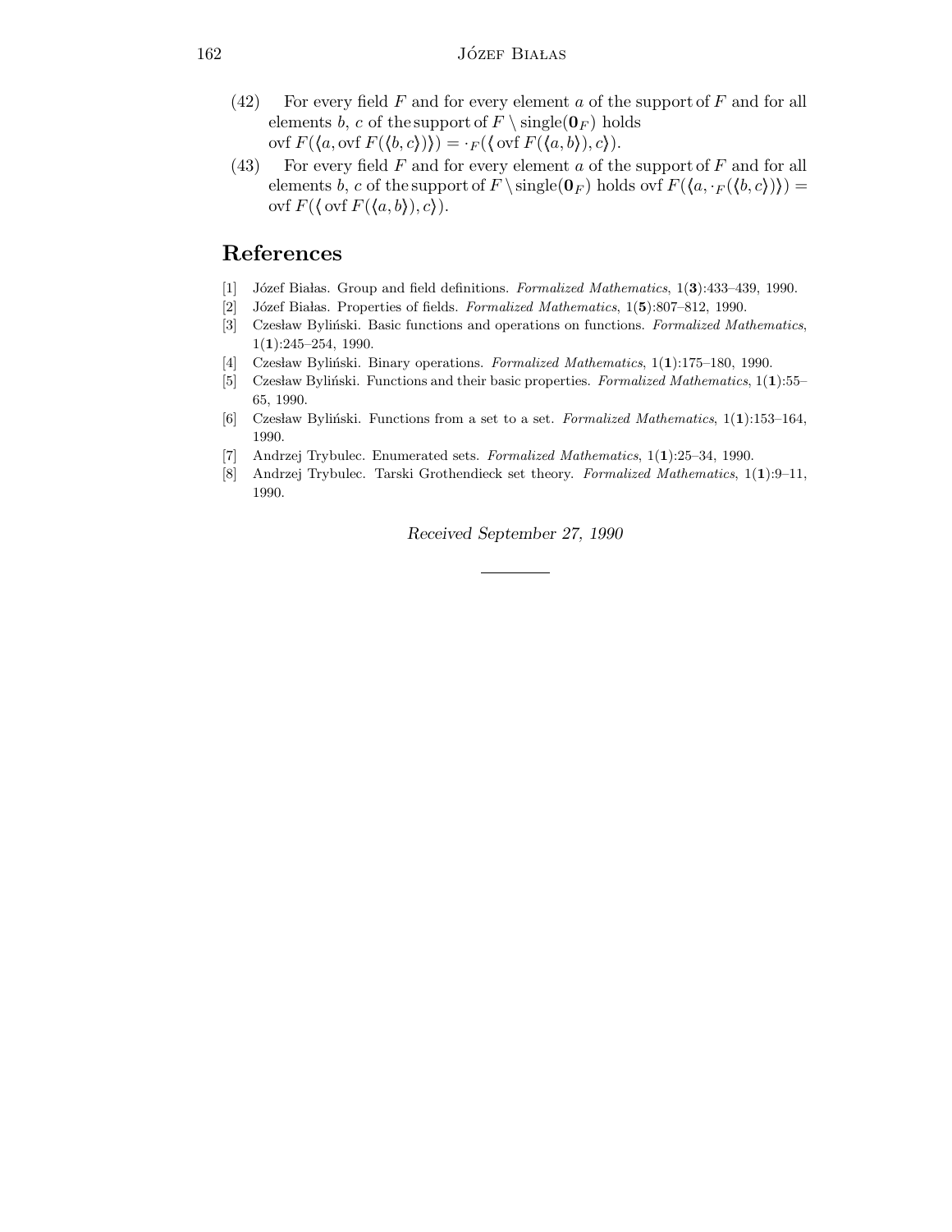(42) For every field $F$ and for every element $a$ of the support of $F$ and for all elements $b$, $c$ of the support of $F \setminus \mathrm{single}(\mathbf{0}_F)$ holds $\mathrm{ovf}\, F(\langle a, \mathrm{ovf}\, F(\langle b, c\rangle)\rangle) = \cdot_F(\langle \mathrm{ovf}\, F(\langle a, b\rangle), c\rangle)$.

(43) For every field $F$ and for every element $a$ of the support of $F$ and for all elements $b$, $c$ of the support of $F \setminus \mathrm{single}(\mathbf{0}_F)$ holds $\mathrm{ovf}\, F(\langle a, \cdot_F(\langle b, c\rangle)\rangle) = \mathrm{ovf}\, F(\langle \mathrm{ovf}\, F(\langle a, b\rangle), c\rangle)$.

## References

[1] Józef Białas. Group and field definitions. *Formalized Mathematics*, 1(**3**):433–439, 1990.

[2] Józef Białas. Properties of fields. *Formalized Mathematics*, 1(**5**):807–812, 1990.

[3] Czesław Byliński. Basic functions and operations on functions. *Formalized Mathematics*, 1(**1**):245–254, 1990.

[4] Czesław Byliński. Binary operations. *Formalized Mathematics*, 1(**1**):175–180, 1990.

[5] Czesław Byliński. Functions and their basic properties. *Formalized Mathematics*, 1(**1**):55–65, 1990.

[6] Czesław Byliński. Functions from a set to a set. *Formalized Mathematics*, 1(**1**):153–164, 1990.

[7] Andrzej Trybulec. Enumerated sets. *Formalized Mathematics*, 1(**1**):25–34, 1990.

[8] Andrzej Trybulec. Tarski Grothendieck set theory. *Formalized Mathematics*, 1(**1**):9–11, 1990.

*Received September 27, 1990*